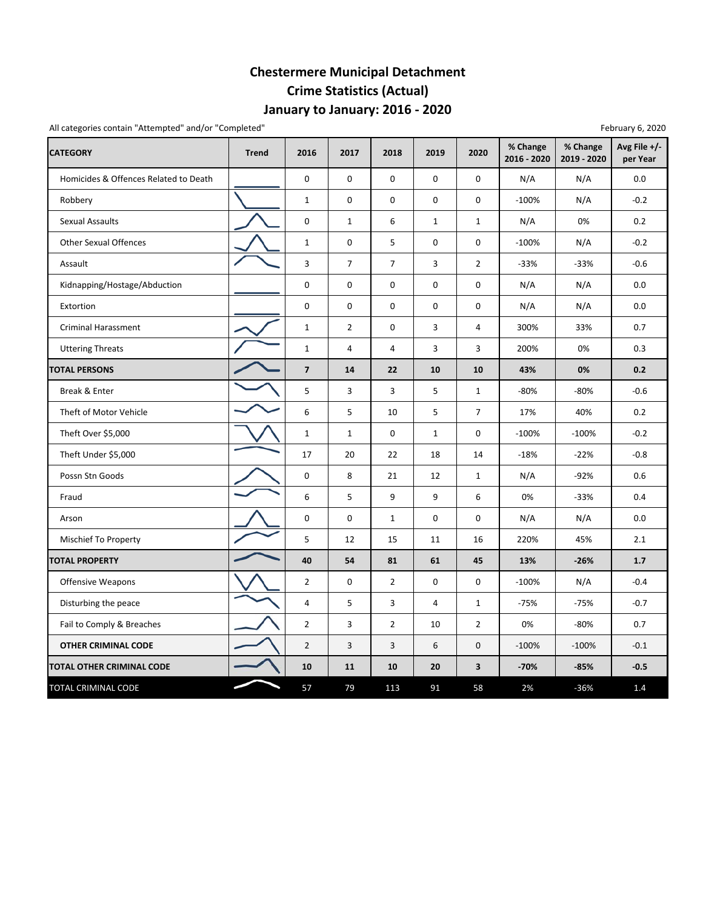# Chestermere Municipal Detachment
# Crime Statistics (Actual)
# January to January: 2016 - 2020

All categories contain "Attempted" and/or "Completed"

February 6, 2020

| CATEGORY | Trend | 2016 | 2017 | 2018 | 2019 | 2020 | % Change 2016 - 2020 | % Change 2019 - 2020 | Avg File +/- per Year |
|---|---|---|---|---|---|---|---|---|---|
| Homicides & Offences Related to Death | | 0 | 0 | 0 | 0 | 0 | N/A | N/A | 0.0 |
| Robbery | | 1 | 0 | 0 | 0 | 0 | -100% | N/A | -0.2 |
| Sexual Assaults | | 0 | 1 | 6 | 1 | 1 | N/A | 0% | 0.2 |
| Other Sexual Offences | | 1 | 0 | 5 | 0 | 0 | -100% | N/A | -0.2 |
| Assault | | 3 | 7 | 7 | 3 | 2 | -33% | -33% | -0.6 |
| Kidnapping/Hostage/Abduction | | 0 | 0 | 0 | 0 | 0 | N/A | N/A | 0.0 |
| Extortion | | 0 | 0 | 0 | 0 | 0 | N/A | N/A | 0.0 |
| Criminal Harassment | | 1 | 2 | 0 | 3 | 4 | 300% | 33% | 0.7 |
| Uttering Threats | | 1 | 4 | 4 | 3 | 3 | 200% | 0% | 0.3 |
| **TOTAL PERSONS** | | **7** | **14** | **22** | **10** | **10** | **43%** | **0%** | **0.2** |
| Break & Enter | | 5 | 3 | 3 | 5 | 1 | -80% | -80% | -0.6 |
| Theft of Motor Vehicle | | 6 | 5 | 10 | 5 | 7 | 17% | 40% | 0.2 |
| Theft Over $5,000 | | 1 | 1 | 0 | 1 | 0 | -100% | -100% | -0.2 |
| Theft Under $5,000 | | 17 | 20 | 22 | 18 | 14 | -18% | -22% | -0.8 |
| Possn Stn Goods | | 0 | 8 | 21 | 12 | 1 | N/A | -92% | 0.6 |
| Fraud | | 6 | 5 | 9 | 9 | 6 | 0% | -33% | 0.4 |
| Arson | | 0 | 0 | 1 | 0 | 0 | N/A | N/A | 0.0 |
| Mischief To Property | | 5 | 12 | 15 | 11 | 16 | 220% | 45% | 2.1 |
| **TOTAL PROPERTY** | | **40** | **54** | **81** | **61** | **45** | **13%** | **-26%** | **1.7** |
| Offensive Weapons | | 2 | 0 | 2 | 0 | 0 | -100% | N/A | -0.4 |
| Disturbing the peace | | 4 | 5 | 3 | 4 | 1 | -75% | -75% | -0.7 |
| Fail to Comply & Breaches | | 2 | 3 | 2 | 10 | 2 | 0% | -80% | 0.7 |
| **OTHER CRIMINAL CODE** | | 2 | 3 | 3 | 6 | 0 | -100% | -100% | -0.1 |
| **TOTAL OTHER CRIMINAL CODE** | | **10** | **11** | **10** | **20** | **3** | **-70%** | **-85%** | **-0.5** |
| TOTAL CRIMINAL CODE | | 57 | 79 | 113 | 91 | 58 | 2% | -36% | 1.4 |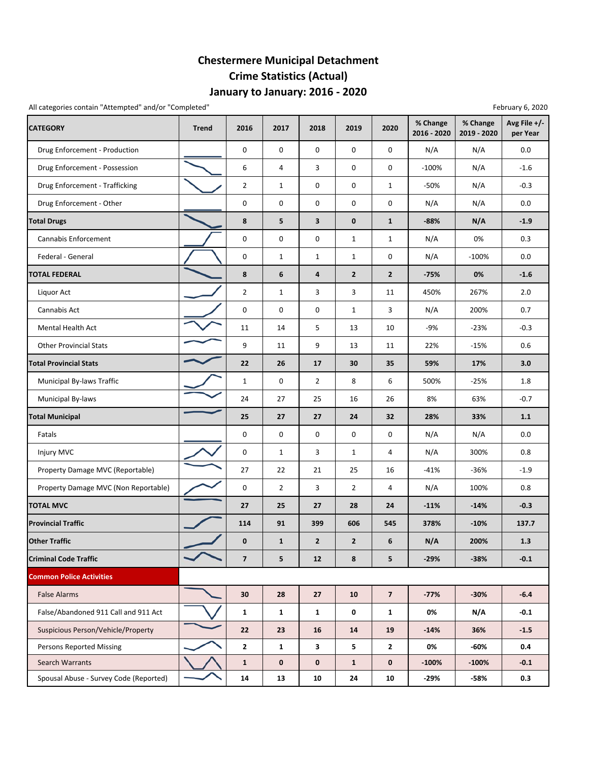# Chestermere Municipal Detachment
# Crime Statistics (Actual)
# January to January: 2016 - 2020

All categories contain "Attempted" and/or "Completed"

February 6, 2020

| CATEGORY | Trend | 2016 | 2017 | 2018 | 2019 | 2020 | % Change 2016 - 2020 | % Change 2019 - 2020 | Avg File +/- per Year |
|---|---|---|---|---|---|---|---|---|---|
| Drug Enforcement - Production | | 0 | 0 | 0 | 0 | 0 | N/A | N/A | 0.0 |
| Drug Enforcement - Possession | | 6 | 4 | 3 | 0 | 0 | -100% | N/A | -1.6 |
| Drug Enforcement - Trafficking | | 2 | 1 | 0 | 0 | 1 | -50% | N/A | -0.3 |
| Drug Enforcement - Other | | 0 | 0 | 0 | 0 | 0 | N/A | N/A | 0.0 |
| **Total Drugs** | | **8** | **5** | **3** | **0** | **1** | **-88%** | **N/A** | **-1.9** |
| Cannabis Enforcement | | 0 | 0 | 0 | 1 | 1 | N/A | 0% | 0.3 |
| Federal - General | | 0 | 1 | 1 | 1 | 0 | N/A | -100% | 0.0 |
| **TOTAL FEDERAL** | | **8** | **6** | **4** | **2** | **2** | **-75%** | **0%** | **-1.6** |
| Liquor Act | | 2 | 1 | 3 | 3 | 11 | 450% | 267% | 2.0 |
| Cannabis Act | | 0 | 0 | 0 | 1 | 3 | N/A | 200% | 0.7 |
| Mental Health Act | | 11 | 14 | 5 | 13 | 10 | -9% | -23% | -0.3 |
| Other Provincial Stats | | 9 | 11 | 9 | 13 | 11 | 22% | -15% | 0.6 |
| **Total Provincial Stats** | | **22** | **26** | **17** | **30** | **35** | **59%** | **17%** | **3.0** |
| Municipal By-laws Traffic | | 1 | 0 | 2 | 8 | 6 | 500% | -25% | 1.8 |
| Municipal By-laws | | 24 | 27 | 25 | 16 | 26 | 8% | 63% | -0.7 |
| **Total Municipal** | | **25** | **27** | **27** | **24** | **32** | **28%** | **33%** | **1.1** |
| Fatals | | 0 | 0 | 0 | 0 | 0 | N/A | N/A | 0.0 |
| Injury MVC | | 0 | 1 | 3 | 1 | 4 | N/A | 300% | 0.8 |
| Property Damage MVC (Reportable) | | 27 | 22 | 21 | 25 | 16 | -41% | -36% | -1.9 |
| Property Damage MVC (Non Reportable) | | 0 | 2 | 3 | 2 | 4 | N/A | 100% | 0.8 |
| **TOTAL MVC** | | **27** | **25** | **27** | **28** | **24** | **-11%** | **-14%** | **-0.3** |
| **Provincial Traffic** | | **114** | **91** | **399** | **606** | **545** | **378%** | **-10%** | **137.7** |
| **Other Traffic** | | **0** | **1** | **2** | **2** | **6** | **N/A** | **200%** | **1.3** |
| **Criminal Code Traffic** | | **7** | **5** | **12** | **8** | **5** | **-29%** | **-38%** | **-0.1** |
| **Common Police Activities** | | | | | | | | | |
| False Alarms | | **30** | **28** | **27** | **10** | **7** | **-77%** | **-30%** | **-6.4** |
| False/Abandoned 911 Call and 911 Act | | **1** | **1** | **1** | **0** | **1** | **0%** | **N/A** | **-0.1** |
| Suspicious Person/Vehicle/Property | | **22** | **23** | **16** | **14** | **19** | **-14%** | **36%** | **-1.5** |
| Persons Reported Missing | | **2** | **1** | **3** | **5** | **2** | **0%** | **-60%** | **0.4** |
| Search Warrants | | **1** | **0** | **0** | **1** | **0** | **-100%** | **-100%** | **-0.1** |
| Spousal Abuse - Survey Code (Reported) | | **14** | **13** | **10** | **24** | **10** | **-29%** | **-58%** | **0.3** |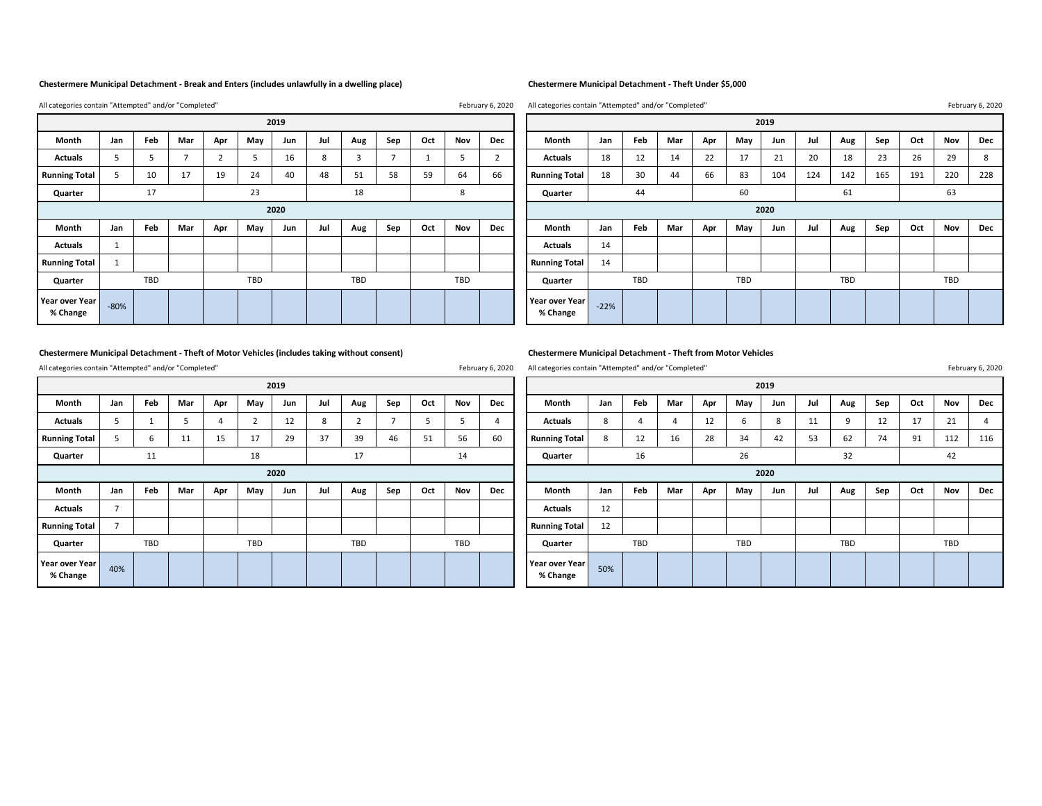### Chestermere Municipal Detachment - Break and Enters (includes unlawfully in a dwelling place)

All categories contain "Attempted" and/or "Completed"

February 6, 2020

| 2019 | | | | | | | | | | | | |
|---|---|---|---|---|---|---|---|---|---|---|---|---|
| **Month** | **Jan** | **Feb** | **Mar** | **Apr** | **May** | **Jun** | **Jul** | **Aug** | **Sep** | **Oct** | **Nov** | **Dec** |
| **Actuals** | 5 | 5 | 7 | 2 | 5 | 16 | 8 | 3 | 7 | 1 | 5 | 2 |
| **Running Total** | 5 | 10 | 17 | 19 | 24 | 40 | 48 | 51 | 58 | 59 | 64 | 66 |
| **Quarter** | 17 | | | 23 | | | 18 | | | 8 | | |
| **2020** | | | | | | | | | | | | |
| **Month** | **Jan** | **Feb** | **Mar** | **Apr** | **May** | **Jun** | **Jul** | **Aug** | **Sep** | **Oct** | **Nov** | **Dec** |
| **Actuals** | 1 | | | | | | | | | | | |
| **Running Total** | 1 | | | | | | | | | | | |
| **Quarter** | TBD | | | TBD | | | TBD | | | TBD | | |
| **Year over Year % Change** | -80% | | | | | | | | | | | |

### Chestermere Municipal Detachment - Theft Under $5,000

All categories contain "Attempted" and/or "Completed"

February 6, 2020

| 2019 | | | | | | | | | | | | |
|---|---|---|---|---|---|---|---|---|---|---|---|---|
| **Month** | **Jan** | **Feb** | **Mar** | **Apr** | **May** | **Jun** | **Jul** | **Aug** | **Sep** | **Oct** | **Nov** | **Dec** |
| **Actuals** | 18 | 12 | 14 | 22 | 17 | 21 | 20 | 18 | 23 | 26 | 29 | 8 |
| **Running Total** | 18 | 30 | 44 | 66 | 83 | 104 | 124 | 142 | 165 | 191 | 220 | 228 |
| **Quarter** | 44 | | | 60 | | | 61 | | | 63 | | |
| **2020** | | | | | | | | | | | | |
| **Month** | **Jan** | **Feb** | **Mar** | **Apr** | **May** | **Jun** | **Jul** | **Aug** | **Sep** | **Oct** | **Nov** | **Dec** |
| **Actuals** | 14 | | | | | | | | | | | |
| **Running Total** | 14 | | | | | | | | | | | |
| **Quarter** | TBD | | | TBD | | | TBD | | | TBD | | |
| **Year over Year % Change** | -22% | | | | | | | | | | | |

### Chestermere Municipal Detachment - Theft of Motor Vehicles (includes taking without consent)

All categories contain "Attempted" and/or "Completed"

February 6, 2020

| 2019 | | | | | | | | | | | | |
|---|---|---|---|---|---|---|---|---|---|---|---|---|
| **Month** | **Jan** | **Feb** | **Mar** | **Apr** | **May** | **Jun** | **Jul** | **Aug** | **Sep** | **Oct** | **Nov** | **Dec** |
| **Actuals** | 5 | 1 | 5 | 4 | 2 | 12 | 8 | 2 | 7 | 5 | 5 | 4 |
| **Running Total** | 5 | 6 | 11 | 15 | 17 | 29 | 37 | 39 | 46 | 51 | 56 | 60 |
| **Quarter** | 11 | | | 18 | | | 17 | | | 14 | | |
| **2020** | | | | | | | | | | | | |
| **Month** | **Jan** | **Feb** | **Mar** | **Apr** | **May** | **Jun** | **Jul** | **Aug** | **Sep** | **Oct** | **Nov** | **Dec** |
| **Actuals** | 7 | | | | | | | | | | | |
| **Running Total** | 7 | | | | | | | | | | | |
| **Quarter** | TBD | | | TBD | | | TBD | | | TBD | | |
| **Year over Year % Change** | 40% | | | | | | | | | | | |

### Chestermere Municipal Detachment - Theft from Motor Vehicles

All categories contain "Attempted" and/or "Completed"

February 6, 2020

| 2019 | | | | | | | | | | | | |
|---|---|---|---|---|---|---|---|---|---|---|---|---|
| **Month** | **Jan** | **Feb** | **Mar** | **Apr** | **May** | **Jun** | **Jul** | **Aug** | **Sep** | **Oct** | **Nov** | **Dec** |
| **Actuals** | 8 | 4 | 4 | 12 | 6 | 8 | 11 | 9 | 12 | 17 | 21 | 4 |
| **Running Total** | 8 | 12 | 16 | 28 | 34 | 42 | 53 | 62 | 74 | 91 | 112 | 116 |
| **Quarter** | 16 | | | 26 | | | 32 | | | 42 | | |
| **2020** | | | | | | | | | | | | |
| **Month** | **Jan** | **Feb** | **Mar** | **Apr** | **May** | **Jun** | **Jul** | **Aug** | **Sep** | **Oct** | **Nov** | **Dec** |
| **Actuals** | 12 | | | | | | | | | | | |
| **Running Total** | 12 | | | | | | | | | | | |
| **Quarter** | TBD | | | TBD | | | TBD | | | TBD | | |
| **Year over Year % Change** | 50% | | | | | | | | | | | |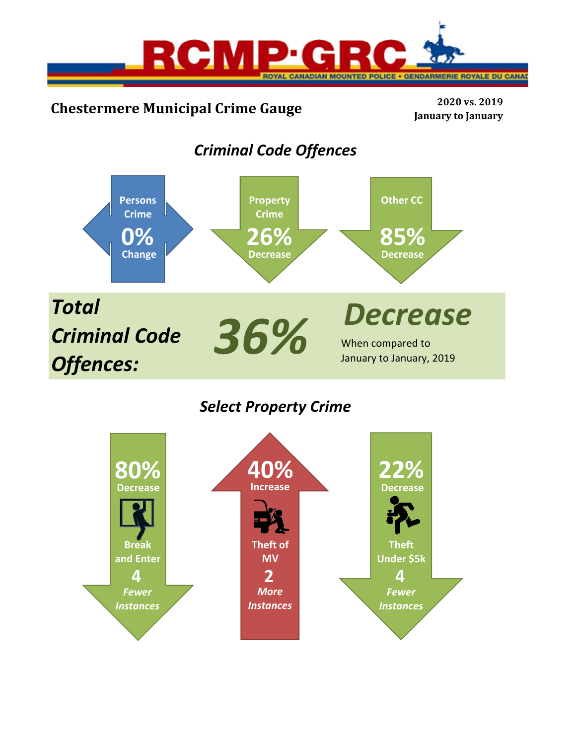RCMP·GRC
ROYAL CANADIAN MOUNTED POLICE • GENDARMERIE ROYALE DU CANADA

## Chestermere Municipal Crime Gauge

**2020 vs. 2019**
**January to January**

### *Criminal Code Offences*

Persons Crime
0%
Change

Property Crime
26%
Decrease

Other CC
85%
Decrease

***Total Criminal Code Offences:*** ***36%*** ***Decrease***

When compared to January to January, 2019

### *Select Property Crime*

80%
Decrease
Break and Enter
4
*Fewer Instances*

40%
Increase
Theft of MV
2
*More Instances*

22%
Decrease
Theft Under $5k
4
*Fewer Instances*